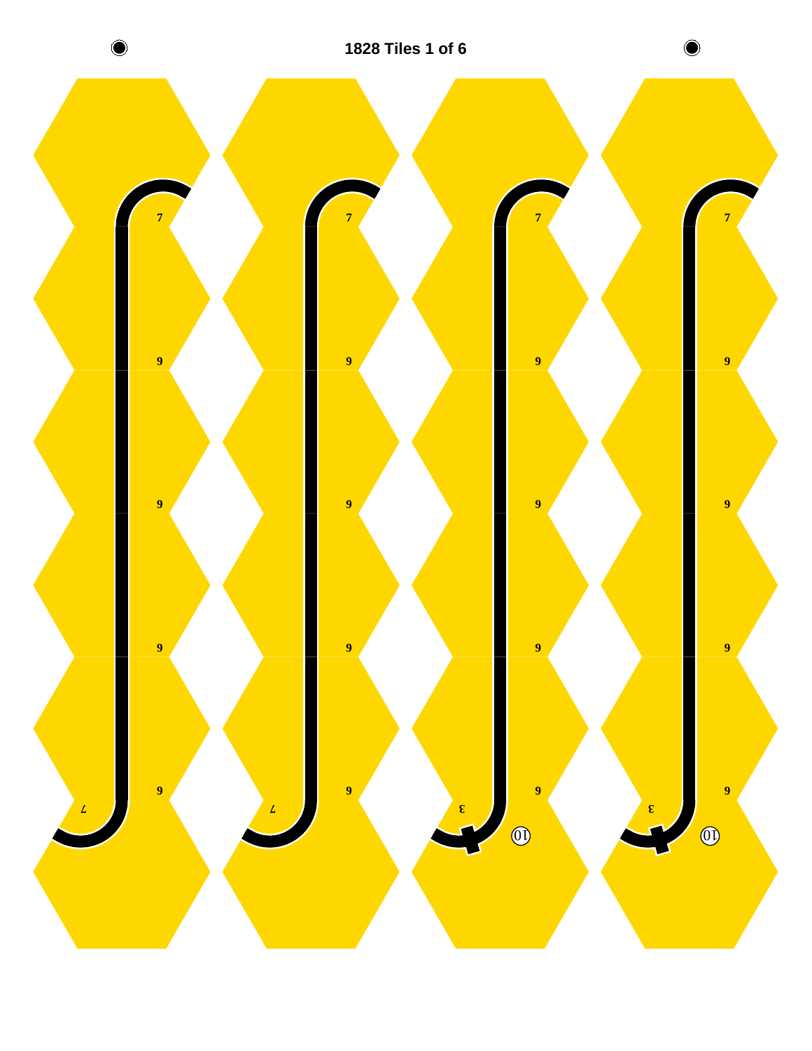# 1828 Tiles 1 of 6

7

9

9

9

9

7

7

9

9

9

9

7

7

9

9

9

9

3

10

7

9

9

9

9

3

10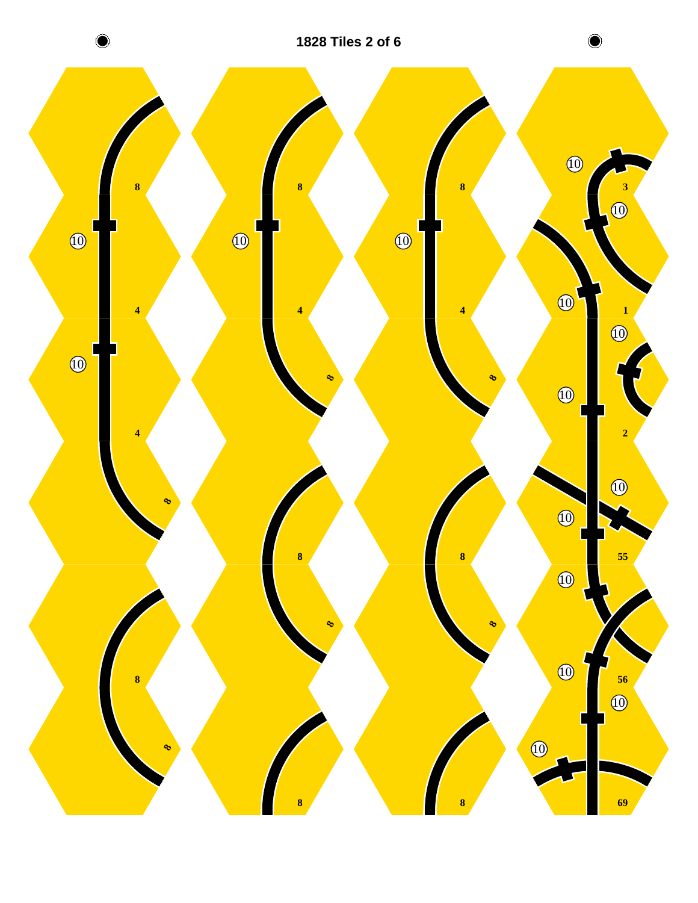# 1828 Tiles 2 of 6

8

10

4

10

4

8

8

8

8

10

4

8

8

8

8

8

8

10

4

8

8

8

8

8

8

10

3

10

10

1

10

10

2

10

10

55

10

10

56

10

10

69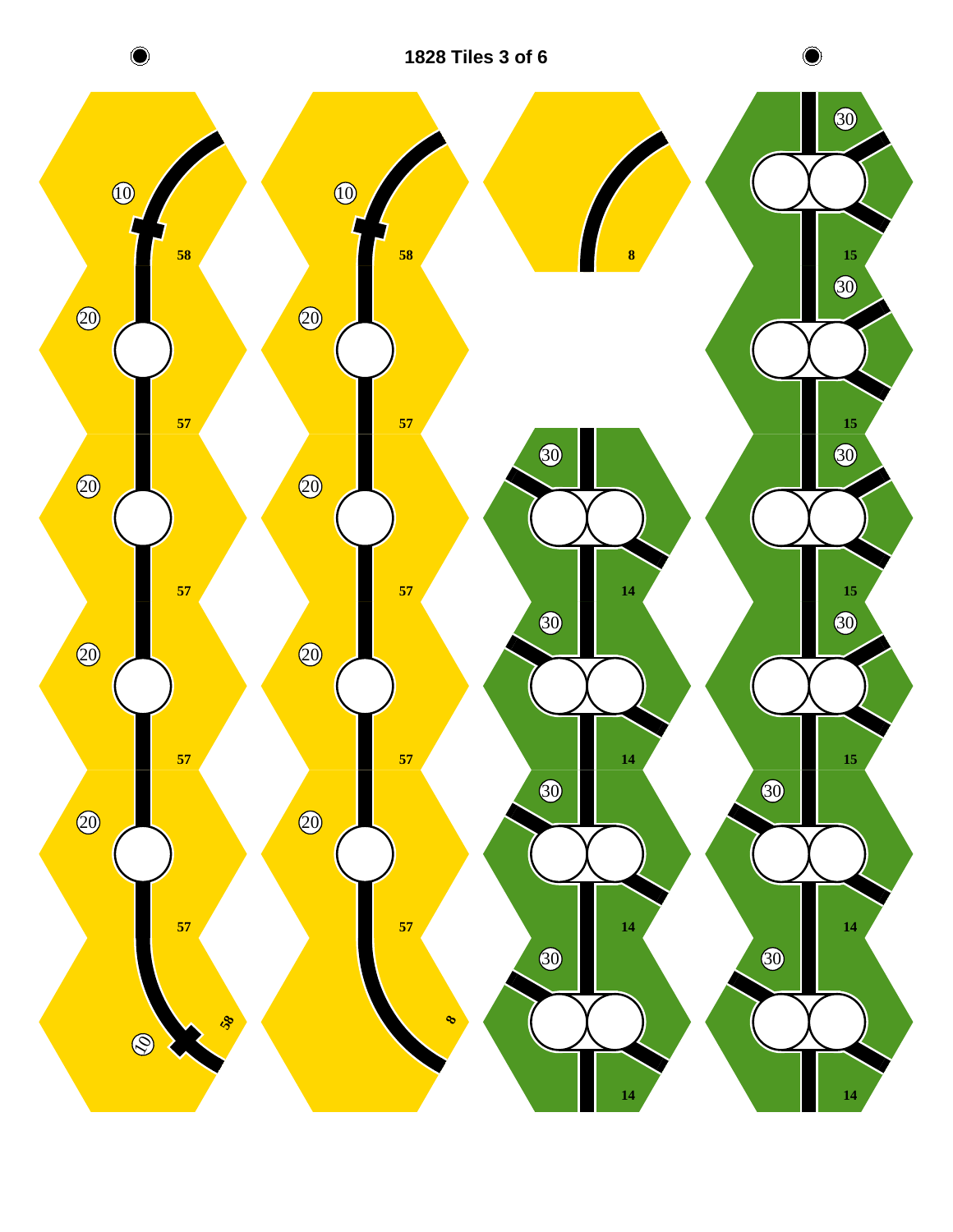# 1828 Tiles 3 of 6

10

58

20

57

20

57

20

57

20

57

10

58

10

58

20

57

20

57

20

57

20

57

8

8

30

14

30

14

30

14

30

14

30

15

30

15

30

15

30

15

30

14

30

14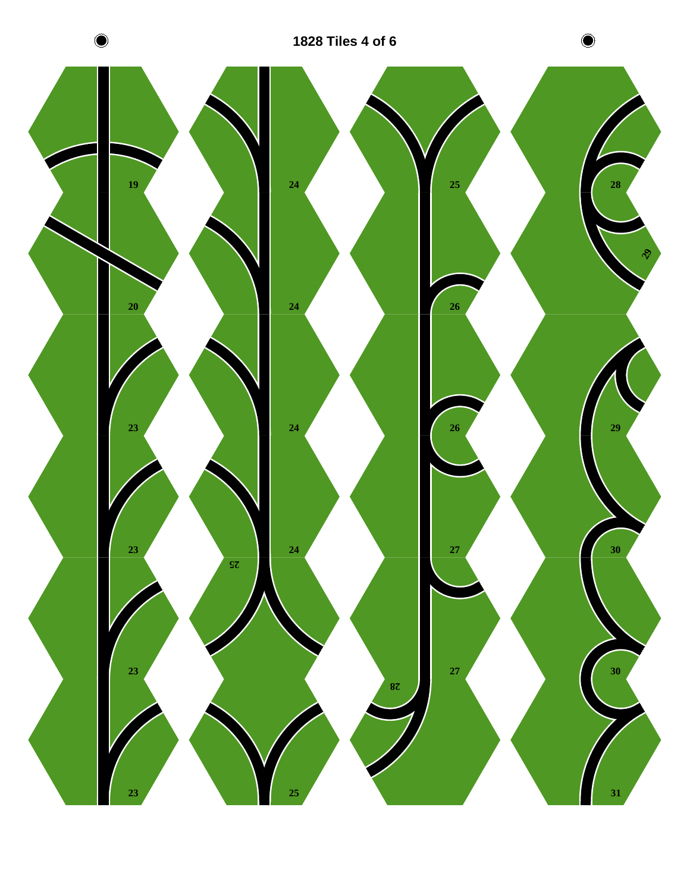# 1828 Tiles 4 of 6

19

20

23

23

23

23

24

24

24

24

25

25

25

26

26

27

27

28

28

29

29

30

30

31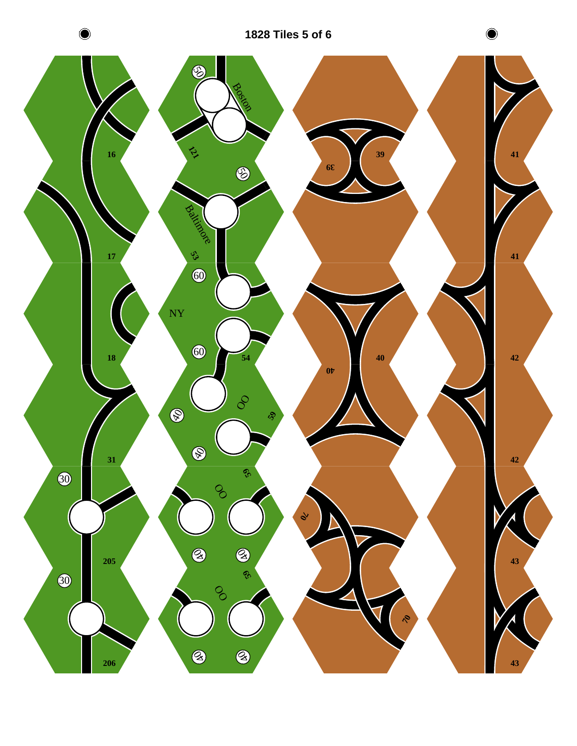# 1828 Tiles 5 of 6

16

17

18

31

30

205

30

206

50

Boston

121

50

Baltimore

53

60

NY

60

54

OO

40

59

40

59

OO

40

40

59

OO

40

40

39

39

40

40

70

70

41

41

42

42

43

43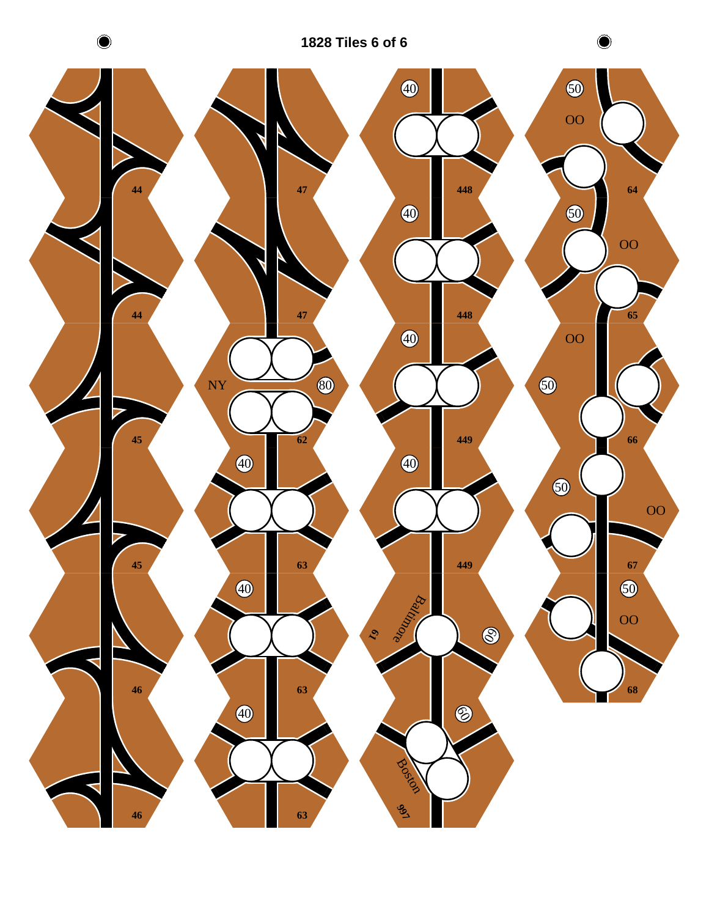# 1828 Tiles 6 of 6

44

44

45

45

46

46

47

47

NY

80

62

40

63

40

63

40

63

40

448

40

448

40

449

40

449

Baltimore

61

60

60

Boston

997

50

OO

64

50

OO

65

OO

50

66

50

OO

67

50

OO

68